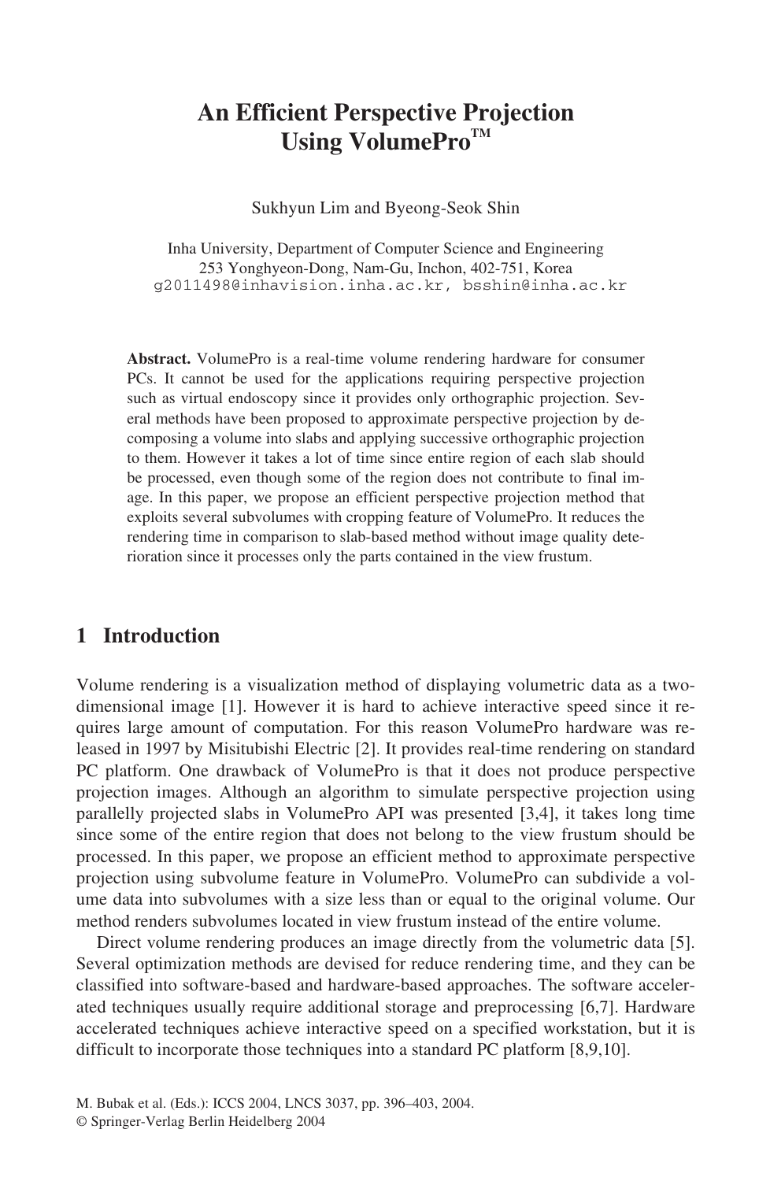# An Efficient Perspective Projection Using VolumePro™

Sukhyun Lim and Byeong-Seok Shin

Inha University, Department of Computer Science and Engineering
253 Yonghyeon-Dong, Nam-Gu, Inchon, 402-751, Korea
g2011498@inhavision.inha.ac.kr, bsshin@inha.ac.kr

**Abstract.** VolumePro is a real-time volume rendering hardware for consumer PCs. It cannot be used for the applications requiring perspective projection such as virtual endoscopy since it provides only orthographic projection. Several methods have been proposed to approximate perspective projection by decomposing a volume into slabs and applying successive orthographic projection to them. However it takes a lot of time since entire region of each slab should be processed, even though some of the region does not contribute to final image. In this paper, we propose an efficient perspective projection method that exploits several subvolumes with cropping feature of VolumePro. It reduces the rendering time in comparison to slab-based method without image quality deterioration since it processes only the parts contained in the view frustum.

## 1 Introduction

Volume rendering is a visualization method of displaying volumetric data as a two-dimensional image [1]. However it is hard to achieve interactive speed since it requires large amount of computation. For this reason VolumePro hardware was released in 1997 by Misitubishi Electric [2]. It provides real-time rendering on standard PC platform. One drawback of VolumePro is that it does not produce perspective projection images. Although an algorithm to simulate perspective projection using parallelly projected slabs in VolumePro API was presented [3,4], it takes long time since some of the entire region that does not belong to the view frustum should be processed. In this paper, we propose an efficient method to approximate perspective projection using subvolume feature in VolumePro. VolumePro can subdivide a volume data into subvolumes with a size less than or equal to the original volume. Our method renders subvolumes located in view frustum instead of the entire volume.

Direct volume rendering produces an image directly from the volumetric data [5]. Several optimization methods are devised for reduce rendering time, and they can be classified into software-based and hardware-based approaches. The software accelerated techniques usually require additional storage and preprocessing [6,7]. Hardware accelerated techniques achieve interactive speed on a specified workstation, but it is difficult to incorporate those techniques into a standard PC platform [8,9,10].

M. Bubak et al. (Eds.): ICCS 2004, LNCS 3037, pp. 396–403, 2004.
© Springer-Verlag Berlin Heidelberg 2004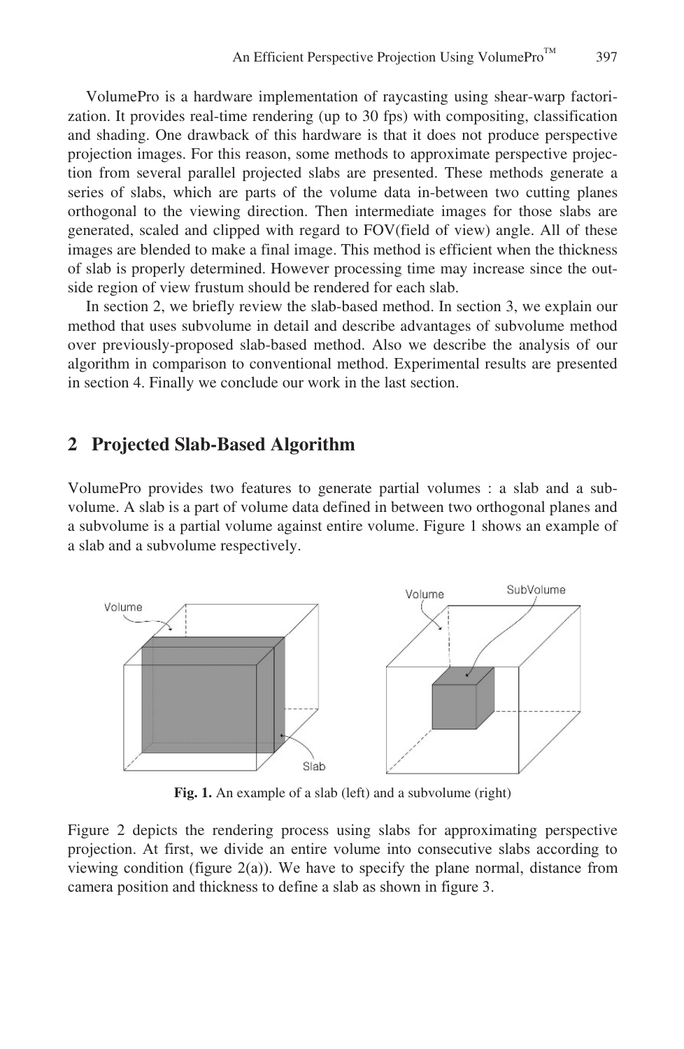VolumePro is a hardware implementation of raycasting using shear-warp factorization. It provides real-time rendering (up to 30 fps) with compositing, classification and shading. One drawback of this hardware is that it does not produce perspective projection images. For this reason, some methods to approximate perspective projection from several parallel projected slabs are presented. These methods generate a series of slabs, which are parts of the volume data in-between two cutting planes orthogonal to the viewing direction. Then intermediate images for those slabs are generated, scaled and clipped with regard to FOV(field of view) angle. All of these images are blended to make a final image. This method is efficient when the thickness of slab is properly determined. However processing time may increase since the outside region of view frustum should be rendered for each slab.

In section 2, we briefly review the slab-based method. In section 3, we explain our method that uses subvolume in detail and describe advantages of subvolume method over previously-proposed slab-based method. Also we describe the analysis of our algorithm in comparison to conventional method. Experimental results are presented in section 4. Finally we conclude our work in the last section.

## 2 Projected Slab-Based Algorithm

VolumePro provides two features to generate partial volumes : a slab and a subvolume. A slab is a part of volume data defined in between two orthogonal planes and a subvolume is a partial volume against entire volume. Figure 1 shows an example of a slab and a subvolume respectively.

**Fig. 1.** An example of a slab (left) and a subvolume (right)

Figure 2 depicts the rendering process using slabs for approximating perspective projection. At first, we divide an entire volume into consecutive slabs according to viewing condition (figure 2(a)). We have to specify the plane normal, distance from camera position and thickness to define a slab as shown in figure 3.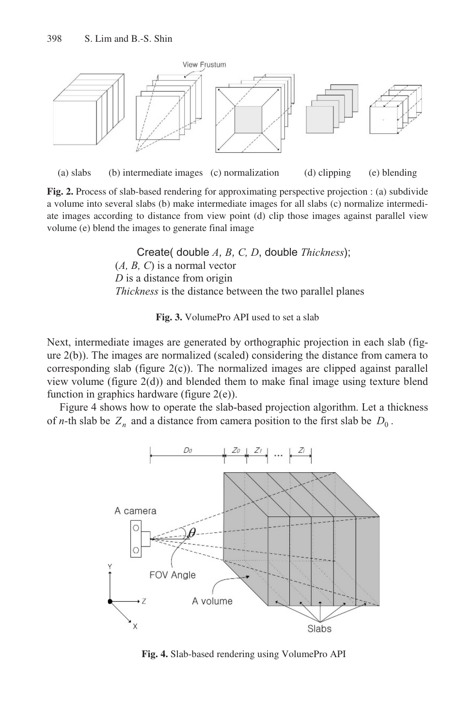(a) slabs (b) intermediate images (c) normalization (d) clipping (e) blending

**Fig. 2.** Process of slab-based rendering for approximating perspective projection : (a) subdivide a volume into several slabs (b) make intermediate images for all slabs (c) normalize intermediate images according to distance from view point (d) clip those images against parallel view volume (e) blend the images to generate final image

```
Create( double A, B, C, D, double Thickness);
(A, B, C) is a normal vector
D is a distance from origin
Thickness is the distance between the two parallel planes
```

**Fig. 3.** VolumePro API used to set a slab

Next, intermediate images are generated by orthographic projection in each slab (figure 2(b)). The images are normalized (scaled) considering the distance from camera to corresponding slab (figure 2(c)). The normalized images are clipped against parallel view volume (figure 2(d)) and blended them to make final image using texture blend function in graphics hardware (figure 2(e)).

Figure 4 shows how to operate the slab-based projection algorithm. Let a thickness of *n*-th slab be $Z_n$ and a distance from camera position to the first slab be $D_0$.

**Fig. 4.** Slab-based rendering using VolumePro API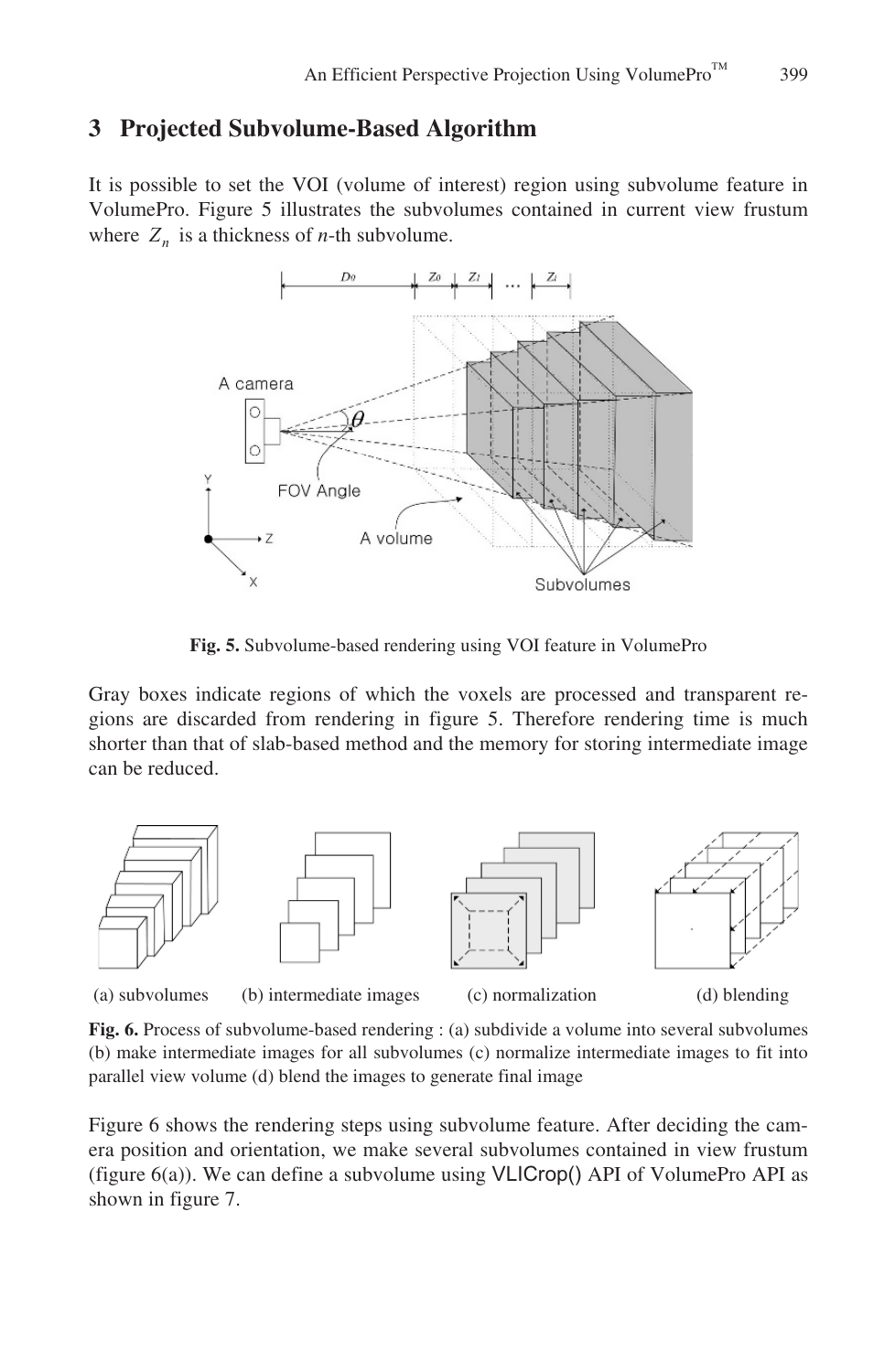## 3 Projected Subvolume-Based Algorithm

It is possible to set the VOI (volume of interest) region using subvolume feature in VolumePro. Figure 5 illustrates the subvolumes contained in current view frustum where $Z_n$ is a thickness of $n$-th subvolume.

**Fig. 5.** Subvolume-based rendering using VOI feature in VolumePro

Gray boxes indicate regions of which the voxels are processed and transparent regions are discarded from rendering in figure 5. Therefore rendering time is much shorter than that of slab-based method and the memory for storing intermediate image can be reduced.

(a) subvolumes (b) intermediate images (c) normalization (d) blending

**Fig. 6.** Process of subvolume-based rendering : (a) subdivide a volume into several subvolumes (b) make intermediate images for all subvolumes (c) normalize intermediate images to fit into parallel view volume (d) blend the images to generate final image

Figure 6 shows the rendering steps using subvolume feature. After deciding the camera position and orientation, we make several subvolumes contained in view frustum (figure 6(a)). We can define a subvolume using VLICrop() API of VolumePro API as shown in figure 7.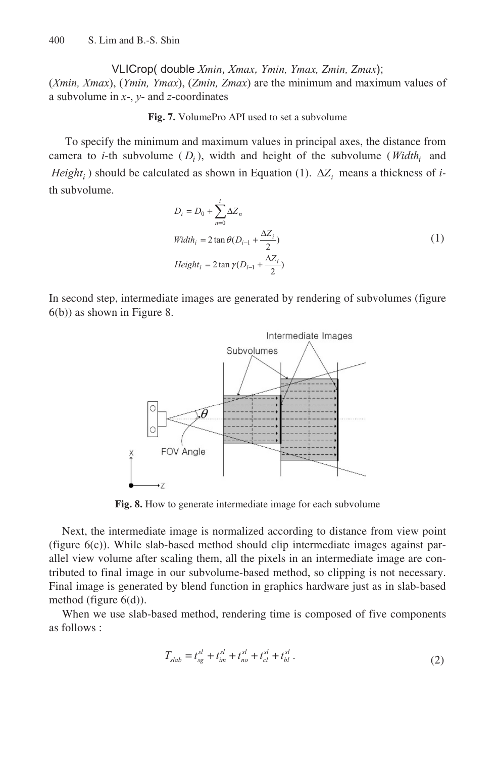VLICrop( double *Xmin, Xmax, Ymin, Ymax, Zmin, Zmax*);

(*Xmin, Xmax*), (*Ymin, Ymax*), (*Zmin, Zmax*) are the minimum and maximum values of a subvolume in *x*-, *y*- and *z*-coordinates

**Fig. 7.** VolumePro API used to set a subvolume

To specify the minimum and maximum values in principal axes, the distance from camera to *i*-th subvolume ( $D_i$ ), width and height of the subvolume ( $Width_i$ and $Height_i$ ) should be calculated as shown in Equation (1). $\Delta Z_i$ means a thickness of *i*-th subvolume.

$$
\begin{aligned}
D_i &= D_0 + \sum_{n=0}^{i} \Delta Z_n \\
Width_i &= 2\tan\theta (D_{i-1} + \frac{\Delta Z_i}{2}) \\
Height_i &= 2\tan\gamma (D_{i-1} + \frac{\Delta Z_i}{2})
\end{aligned}
\tag{1}
$$

In second step, intermediate images are generated by rendering of subvolumes (figure 6(b)) as shown in Figure 8.

**Fig. 8.** How to generate intermediate image for each subvolume

Next, the intermediate image is normalized according to distance from view point (figure 6(c)). While slab-based method should clip intermediate images against parallel view volume after scaling them, all the pixels in an intermediate image are contributed to final image in our subvolume-based method, so clipping is not necessary. Final image is generated by blend function in graphics hardware just as in slab-based method (figure 6(d)).

When we use slab-based method, rendering time is composed of five components as follows :

$$
T_{slab} = t_{sg}^{sl} + t_{im}^{sl} + t_{no}^{sl} + t_{cl}^{sl} + t_{bl}^{sl} \,. \tag{2}
$$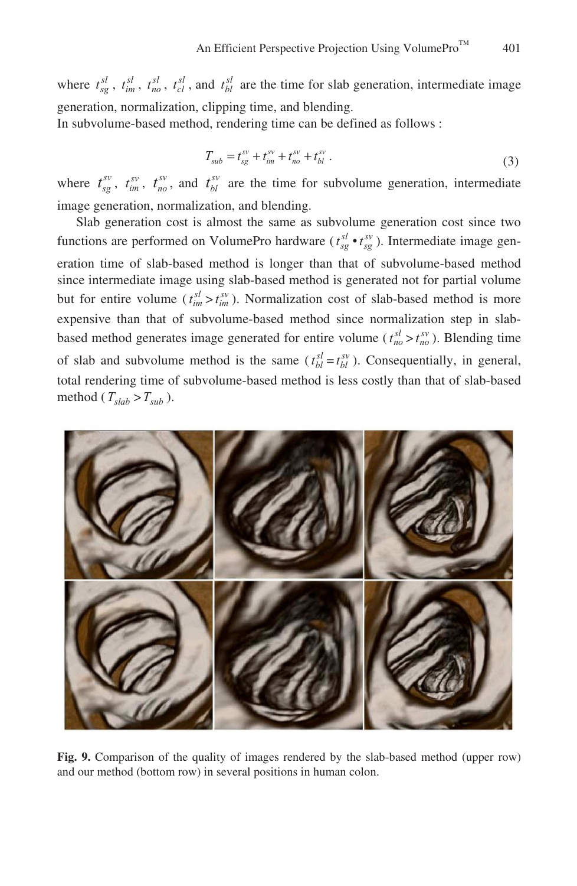where $t_{sg}^{sl}$, $t_{im}^{sl}$, $t_{no}^{sl}$, $t_{cl}^{sl}$, and $t_{bl}^{sl}$ are the time for slab generation, intermediate image generation, normalization, clipping time, and blending.

In subvolume-based method, rendering time can be defined as follows :

$$T_{sub} = t_{sg}^{sv} + t_{im}^{sv} + t_{no}^{sv} + t_{bl}^{sv} . \tag{3}$$

where $t_{sg}^{sv}$, $t_{im}^{sv}$, $t_{no}^{sv}$, and $t_{bl}^{sv}$ are the time for subvolume generation, intermediate image generation, normalization, and blending.

Slab generation cost is almost the same as subvolume generation cost since two functions are performed on VolumePro hardware ($t_{sg}^{sl} \bullet t_{sg}^{sv}$). Intermediate image generation time of slab-based method is longer than that of subvolume-based method since intermediate image using slab-based method is generated not for partial volume but for entire volume ($t_{im}^{sl} > t_{im}^{sv}$). Normalization cost of slab-based method is more expensive than that of subvolume-based method since normalization step in slab-based method generates image generated for entire volume ($t_{no}^{sl} > t_{no}^{sv}$). Blending time of slab and subvolume method is the same ($t_{bl}^{sl} = t_{bl}^{sv}$). Consequentially, in general, total rendering time of subvolume-based method is less costly than that of slab-based method ($T_{slab} > T_{sub}$).

**Fig. 9.** Comparison of the quality of images rendered by the slab-based method (upper row) and our method (bottom row) in several positions in human colon.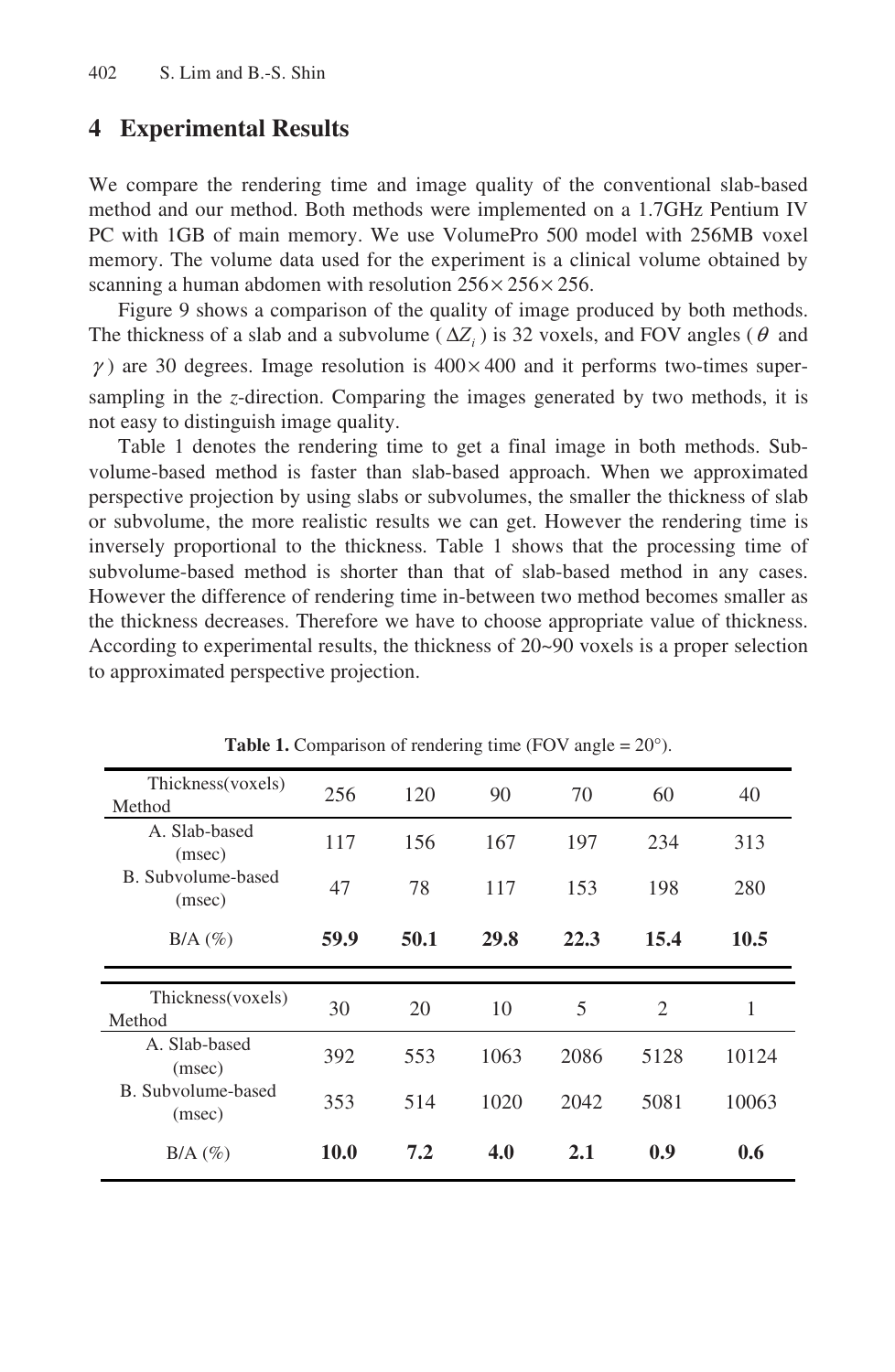## 4 Experimental Results

We compare the rendering time and image quality of the conventional slab-based method and our method. Both methods were implemented on a 1.7GHz Pentium IV PC with 1GB of main memory. We use VolumePro 500 model with 256MB voxel memory. The volume data used for the experiment is a clinical volume obtained by scanning a human abdomen with resolution $256 \times 256 \times 256$.

Figure 9 shows a comparison of the quality of image produced by both methods. The thickness of a slab and a subvolume ( $\Delta Z_i$ ) is 32 voxels, and FOV angles ( $\theta$ and $\gamma$ ) are 30 degrees. Image resolution is $400 \times 400$ and it performs two-times super-sampling in the *z*-direction. Comparing the images generated by two methods, it is not easy to distinguish image quality.

Table 1 denotes the rendering time to get a final image in both methods. Subvolume-based method is faster than slab-based approach. When we approximated perspective projection by using slabs or subvolumes, the smaller the thickness of slab or subvolume, the more realistic results we can get. However the rendering time is inversely proportional to the thickness. Table 1 shows that the processing time of subvolume-based method is shorter than that of slab-based method in any cases. However the difference of rendering time in-between two method becomes smaller as the thickness decreases. Therefore we have to choose appropriate value of thickness. According to experimental results, the thickness of 20~90 voxels is a proper selection to approximated perspective projection.

**Table 1.** Comparison of rendering time (FOV angle = 20°).

| Thickness(voxels) / Method | 256 | 120 | 90 | 70 | 60 | 40 |
|---|---|---|---|---|---|---|
| A. Slab-based (msec) | 117 | 156 | 167 | 197 | 234 | 313 |
| B. Subvolume-based (msec) | 47 | 78 | 117 | 153 | 198 | 280 |
| B/A (%) | **59.9** | **50.1** | **29.8** | **22.3** | **15.4** | **10.5** |

| Thickness(voxels) / Method | 30 | 20 | 10 | 5 | 2 | 1 |
|---|---|---|---|---|---|---|
| A. Slab-based (msec) | 392 | 553 | 1063 | 2086 | 5128 | 10124 |
| B. Subvolume-based (msec) | 353 | 514 | 1020 | 2042 | 5081 | 10063 |
| B/A (%) | **10.0** | **7.2** | **4.0** | **2.1** | **0.9** | **0.6** |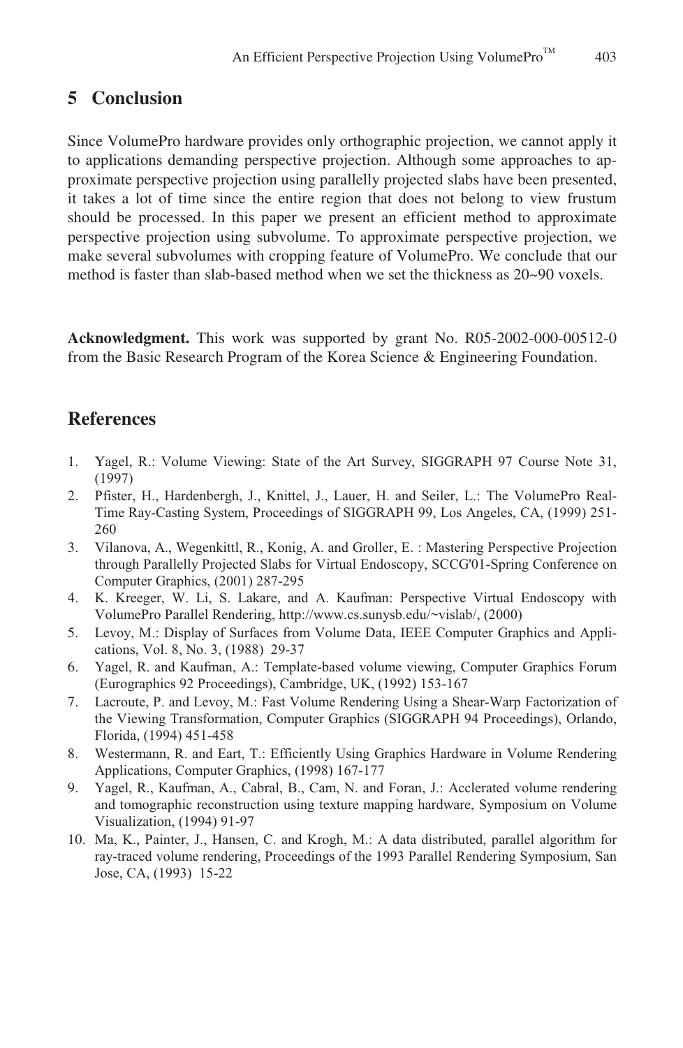## 5 Conclusion

Since VolumePro hardware provides only orthographic projection, we cannot apply it to applications demanding perspective projection. Although some approaches to approximate perspective projection using parallelly projected slabs have been presented, it takes a lot of time since the entire region that does not belong to view frustum should be processed. In this paper we present an efficient method to approximate perspective projection using subvolume. To approximate perspective projection, we make several subvolumes with cropping feature of VolumePro. We conclude that our method is faster than slab-based method when we set the thickness as 20~90 voxels.

**Acknowledgment.** This work was supported by grant No. R05-2002-000-00512-0 from the Basic Research Program of the Korea Science & Engineering Foundation.

## References

1. Yagel, R.: Volume Viewing: State of the Art Survey, SIGGRAPH 97 Course Note 31, (1997)
2. Pfister, H., Hardenbergh, J., Knittel, J., Lauer, H. and Seiler, L.: The VolumePro Real-Time Ray-Casting System, Proceedings of SIGGRAPH 99, Los Angeles, CA, (1999) 251-260
3. Vilanova, A., Wegenkittl, R., Konig, A. and Groller, E. : Mastering Perspective Projection through Parallelly Projected Slabs for Virtual Endoscopy, SCCG'01-Spring Conference on Computer Graphics, (2001) 287-295
4. K. Kreeger, W. Li, S. Lakare, and A. Kaufman: Perspective Virtual Endoscopy with VolumePro Parallel Rendering, http://www.cs.sunysb.edu/~vislab/, (2000)
5. Levoy, M.: Display of Surfaces from Volume Data, IEEE Computer Graphics and Applications, Vol. 8, No. 3, (1988) 29-37
6. Yagel, R. and Kaufman, A.: Template-based volume viewing, Computer Graphics Forum (Eurographics 92 Proceedings), Cambridge, UK, (1992) 153-167
7. Lacroute, P. and Levoy, M.: Fast Volume Rendering Using a Shear-Warp Factorization of the Viewing Transformation, Computer Graphics (SIGGRAPH 94 Proceedings), Orlando, Florida, (1994) 451-458
8. Westermann, R. and Eart, T.: Efficiently Using Graphics Hardware in Volume Rendering Applications, Computer Graphics, (1998) 167-177
9. Yagel, R., Kaufman, A., Cabral, B., Cam, N. and Foran, J.: Acclerated volume rendering and tomographic reconstruction using texture mapping hardware, Symposium on Volume Visualization, (1994) 91-97
10. Ma, K., Painter, J., Hansen, C. and Krogh, M.: A data distributed, parallel algorithm for ray-traced volume rendering, Proceedings of the 1993 Parallel Rendering Symposium, San Jose, CA, (1993) 15-22